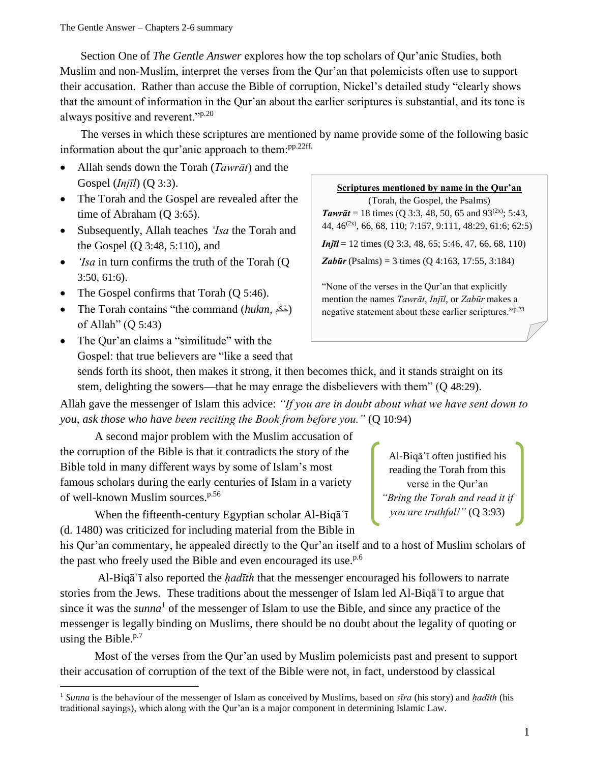Section One of *The Gentle Answer* explores how the top scholars of Qur'anic Studies, both Muslim and non-Muslim, interpret the verses from the Qur'an that polemicists often use to support their accusation. Rather than accuse the Bible of corruption, Nickel's detailed study "clearly shows that the amount of information in the Qur'an about the earlier scriptures is substantial, and its tone is always positive and reverent."[p.20]

The verses in which these scriptures are mentioned by name provide some of the following basic information about the qur'anic approach to them:[pp.22ff.]

- Allah sends down the Torah (*Tawrāt*) and the Gospel (*Injīl*) (Q 3:3).
- The Torah and the Gospel are revealed after the time of Abraham (Q 3:65).
- Subsequently, Allah teaches *'Isa* the Torah and the Gospel (Q 3:48, 5:110), and
- *'Isa* in turn confirms the truth of the Torah (Q 3:50, 61:6).
- The Gospel confirms that Torah (Q 5:46).
- The Torah contains "the command (*hukm*, حُكْم) of Allah" (Q 5:43)
- The Qur'an claims a "similitude" with the Gospel: that true believers are "like a seed that sends forth its shoot, then makes it strong, it then becomes thick, and it stands straight on its stem, delighting the sowers—that he may enrage the disbelievers with them" (Q 48:29).

> **Scriptures mentioned by name in the Qur'an**
> (Torah, the Gospel, the Psalms)
>
> ***Tawrāt*** = 18 times (Q 3:3, 48, 50, 65 and 93(2x); 5:43, 44, 46(2x), 66, 68, 110; 7:157, 9:111, 48:29, 61:6; 62:5)
>
> ***Injīl*** = 12 times (Q 3:3, 48, 65; 5:46, 47, 66, 68, 110)
>
> ***Zabūr*** (Psalms) = 3 times (Q 4:163, 17:55, 3:184)
>
> "None of the verses in the Qur'an that explicitly mention the names *Tawrāt*, *Injīl*, or *Zabūr* makes a negative statement about these earlier scriptures."[p.23]

Allah gave the messenger of Islam this advice: *"If you are in doubt about what we have sent down to you, ask those who have been reciting the Book from before you."* (Q 10:94)

A second major problem with the Muslim accusation of the corruption of the Bible is that it contradicts the story of the Bible told in many different ways by some of Islam's most famous scholars during the early centuries of Islam in a variety of well-known Muslim sources.[p.56]

> Al-Biqāʿī often justified his reading the Torah from this verse in the Qur'an *"Bring the Torah and read it if you are truthful!"* (Q 3:93)

When the fifteenth-century Egyptian scholar Al-Biqāʿī (d. 1480) was criticized for including material from the Bible in his Qur'an commentary, he appealed directly to the Qur'an itself and to a host of Muslim scholars of the past who freely used the Bible and even encouraged its use.[p.6]

Al-Biqāʿī also reported the *ḥadīth* that the messenger encouraged his followers to narrate stories from the Jews. These traditions about the messenger of Islam led Al-Biqāʿī to argue that since it was the *sunna*[1] of the messenger of Islam to use the Bible, and since any practice of the messenger is legally binding on Muslims, there should be no doubt about the legality of quoting or using the Bible.[p.7]

Most of the verses from the Qur'an used by Muslim polemicists past and present to support their accusation of corruption of the text of the Bible were not, in fact, understood by classical

---

[1] *Sunna* is the behaviour of the messenger of Islam as conceived by Muslims, based on *sīra* (his story) and *ḥadīth* (his traditional sayings), which along with the Qur'an is a major component in determining Islamic Law.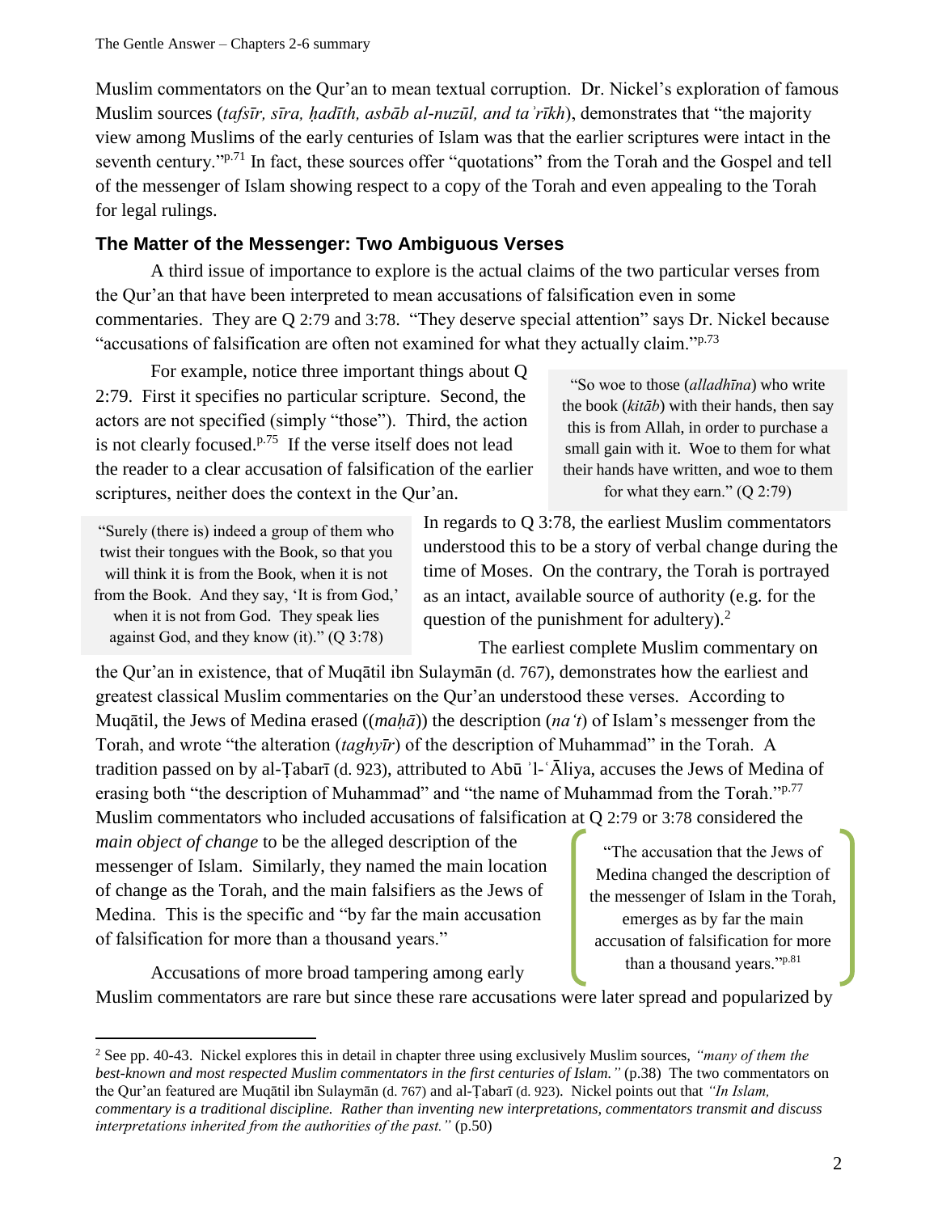Muslim commentators on the Qur'an to mean textual corruption. Dr. Nickel's exploration of famous Muslim sources (*tafsīr, sīra, ḥadīth, asbāb al-nuzūl, and taʾrīkh*), demonstrates that "the majority view among Muslims of the early centuries of Islam was that the earlier scriptures were intact in the seventh century."[p.71] In fact, these sources offer "quotations" from the Torah and the Gospel and tell of the messenger of Islam showing respect to a copy of the Torah and even appealing to the Torah for legal rulings.

## The Matter of the Messenger: Two Ambiguous Verses

A third issue of importance to explore is the actual claims of the two particular verses from the Qur'an that have been interpreted to mean accusations of falsification even in some commentaries. They are Q 2:79 and 3:78. "They deserve special attention" says Dr. Nickel because "accusations of falsification are often not examined for what they actually claim."[p.73]

> "So woe to those (*alladhīna*) who write the book (*kitāb*) with their hands, then say this is from Allah, in order to purchase a small gain with it. Woe to them for what their hands have written, and woe to them for what they earn." (Q 2:79)

For example, notice three important things about Q 2:79. First it specifies no particular scripture. Second, the actors are not specified (simply "those"). Third, the action is not clearly focused.[p.75] If the verse itself does not lead the reader to a clear accusation of falsification of the earlier scriptures, neither does the context in the Qur'an.

> "Surely (there is) indeed a group of them who twist their tongues with the Book, so that you will think it is from the Book, when it is not from the Book. And they say, 'It is from God,' when it is not from God. They speak lies against God, and they know (it)." (Q 3:78)

In regards to Q 3:78, the earliest Muslim commentators understood this to be a story of verbal change during the time of Moses. On the contrary, the Torah is portrayed as an intact, available source of authority (e.g. for the question of the punishment for adultery).[2]

The earliest complete Muslim commentary on the Qur'an in existence, that of Muqātil ibn Sulaymān (d. 767), demonstrates how the earliest and greatest classical Muslim commentaries on the Qur'an understood these verses. According to Muqātil, the Jews of Medina erased ((*maḥā*)) the description (*na't*) of Islam's messenger from the Torah, and wrote "the alteration (*taghyīr*) of the description of Muhammad" in the Torah. A tradition passed on by al-Ṭabarī (d. 923), attributed to Abū ʾl-ʿĀliya, accuses the Jews of Medina of erasing both "the description of Muhammad" and "the name of Muhammad from the Torah."[p.77] Muslim commentators who included accusations of falsification at Q 2:79 or 3:78 considered the *main object of change* to be the alleged description of the messenger of Islam. Similarly, they named the main location of change as the Torah, and the main falsifiers as the Jews of Medina. This is the specific and "by far the main accusation of falsification for more than a thousand years."

> "The accusation that the Jews of Medina changed the description of the messenger of Islam in the Torah, emerges as by far the main accusation of falsification for more than a thousand years."[p.81]

Accusations of more broad tampering among early Muslim commentators are rare but since these rare accusations were later spread and popularized by

---

[2] See pp. 40-43. Nickel explores this in detail in chapter three using exclusively Muslim sources, *"many of them the best-known and most respected Muslim commentators in the first centuries of Islam."* (p.38) The two commentators on the Qur'an featured are Muqātil ibn Sulaymān (d. 767) and al-Ṭabarī (d. 923). Nickel points out that *"In Islam, commentary is a traditional discipline. Rather than inventing new interpretations, commentators transmit and discuss interpretations inherited from the authorities of the past."* (p.50)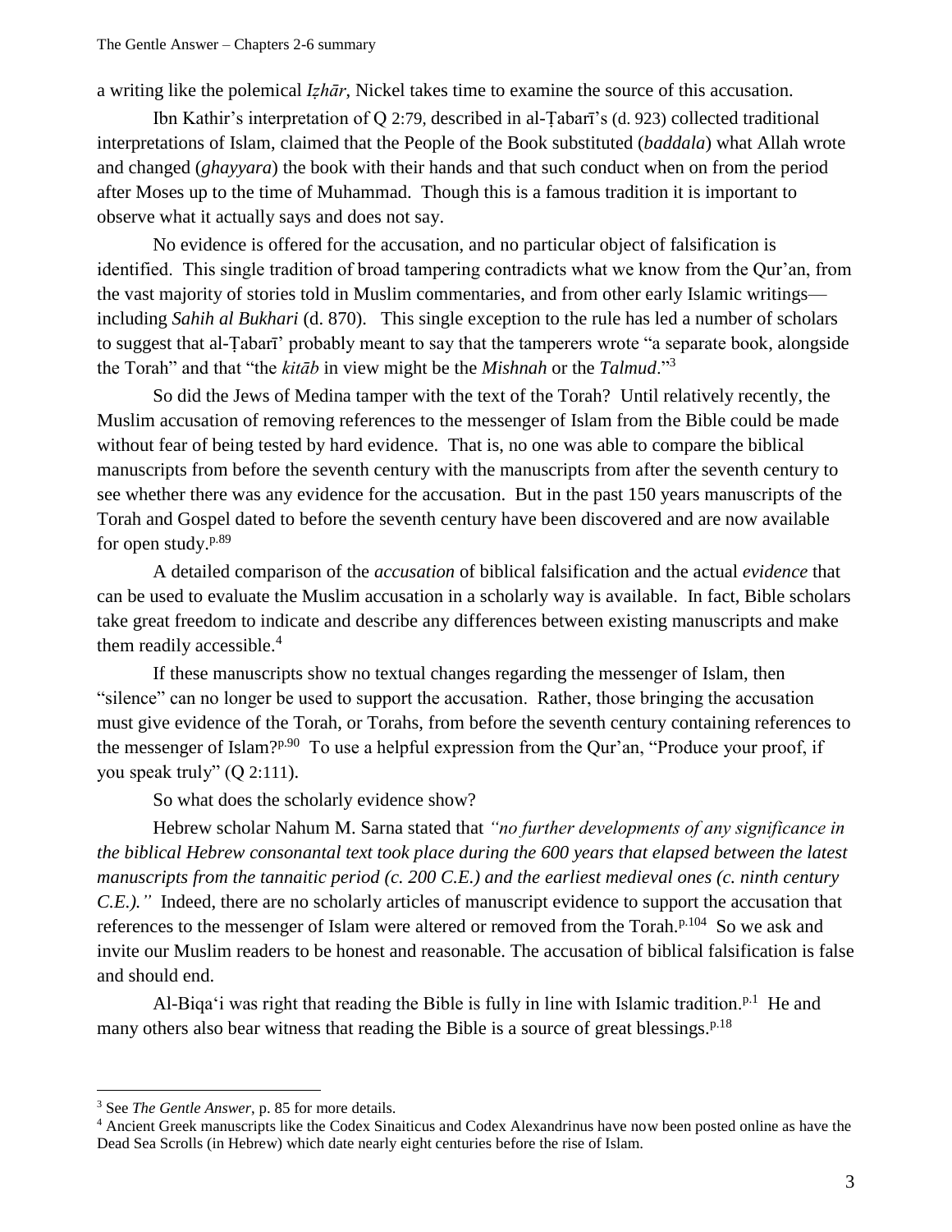a writing like the polemical *Iẓhār*, Nickel takes time to examine the source of this accusation.

Ibn Kathir's interpretation of Q 2:79, described in al-Ṭabarī's (d. 923) collected traditional interpretations of Islam, claimed that the People of the Book substituted (*baddala*) what Allah wrote and changed (*ghayyara*) the book with their hands and that such conduct when on from the period after Moses up to the time of Muhammad. Though this is a famous tradition it is important to observe what it actually says and does not say.

No evidence is offered for the accusation, and no particular object of falsification is identified. This single tradition of broad tampering contradicts what we know from the Qur'an, from the vast majority of stories told in Muslim commentaries, and from other early Islamic writings—including *Sahih al Bukhari* (d. 870). This single exception to the rule has led a number of scholars to suggest that al-Ṭabarī' probably meant to say that the tamperers wrote "a separate book, alongside the Torah" and that "the *kitāb* in view might be the *Mishnah* or the *Talmud*."[3]

So did the Jews of Medina tamper with the text of the Torah? Until relatively recently, the Muslim accusation of removing references to the messenger of Islam from the Bible could be made without fear of being tested by hard evidence. That is, no one was able to compare the biblical manuscripts from before the seventh century with the manuscripts from after the seventh century to see whether there was any evidence for the accusation. But in the past 150 years manuscripts of the Torah and Gospel dated to before the seventh century have been discovered and are now available for open study.[p.89]

A detailed comparison of the *accusation* of biblical falsification and the actual *evidence* that can be used to evaluate the Muslim accusation in a scholarly way is available. In fact, Bible scholars take great freedom to indicate and describe any differences between existing manuscripts and make them readily accessible.[4]

If these manuscripts show no textual changes regarding the messenger of Islam, then "silence" can no longer be used to support the accusation. Rather, those bringing the accusation must give evidence of the Torah, or Torahs, from before the seventh century containing references to the messenger of Islam?[p.90] To use a helpful expression from the Qur'an, "Produce your proof, if you speak truly" (Q 2:111).

So what does the scholarly evidence show?

Hebrew scholar Nahum M. Sarna stated that *"no further developments of any significance in the biblical Hebrew consonantal text took place during the 600 years that elapsed between the latest manuscripts from the tannaitic period (c. 200 C.E.) and the earliest medieval ones (c. ninth century C.E.)."* Indeed, there are no scholarly articles of manuscript evidence to support the accusation that references to the messenger of Islam were altered or removed from the Torah.[p.104] So we ask and invite our Muslim readers to be honest and reasonable. The accusation of biblical falsification is false and should end.

Al-Biqa'i was right that reading the Bible is fully in line with Islamic tradition.[p.1] He and many others also bear witness that reading the Bible is a source of great blessings.[p.18]

---

[3] See *The Gentle Answer*, p. 85 for more details.

[4] Ancient Greek manuscripts like the Codex Sinaiticus and Codex Alexandrinus have now been posted online as have the Dead Sea Scrolls (in Hebrew) which date nearly eight centuries before the rise of Islam.